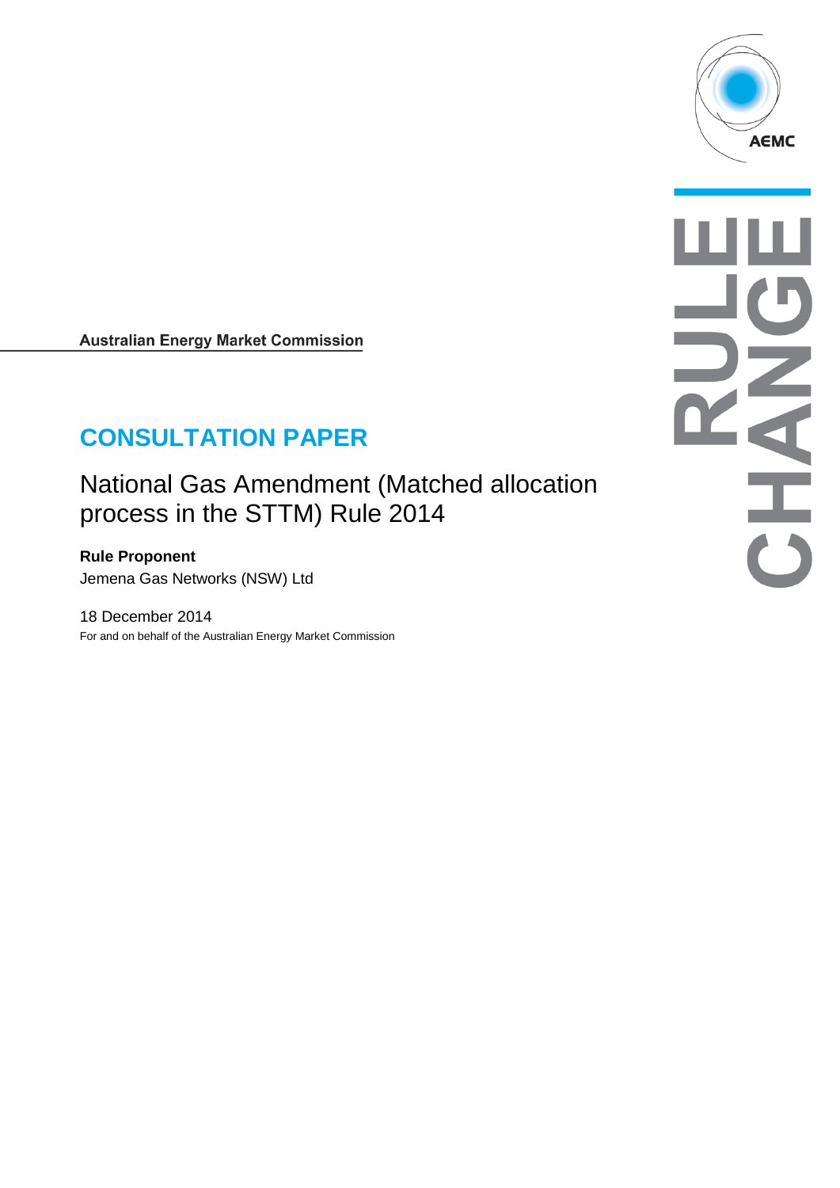Australian Energy Market Commission

# CONSULTATION PAPER

## National Gas Amendment (Matched allocation process in the STTM) Rule 2014

**Rule Proponent**

Jemena Gas Networks (NSW) Ltd

18 December 2014

For and on behalf of the Australian Energy Market Commission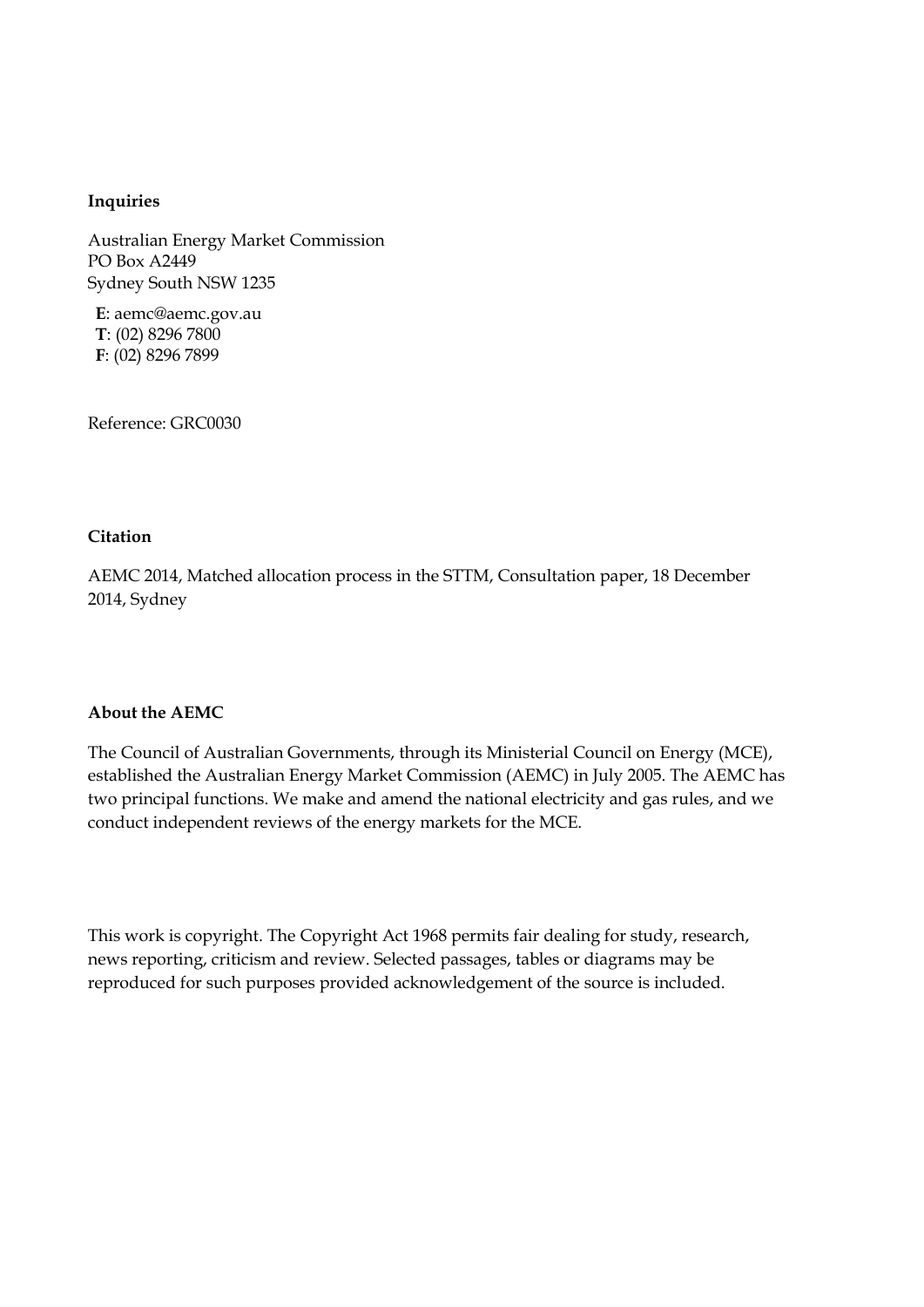**Inquiries**

Australian Energy Market Commission
PO Box A2449
Sydney South NSW 1235

**E**: aemc@aemc.gov.au
**T**: (02) 8296 7800
**F**: (02) 8296 7899

Reference: GRC0030

**Citation**

AEMC 2014, Matched allocation process in the STTM, Consultation paper, 18 December 2014, Sydney

**About the AEMC**

The Council of Australian Governments, through its Ministerial Council on Energy (MCE), established the Australian Energy Market Commission (AEMC) in July 2005. The AEMC has two principal functions. We make and amend the national electricity and gas rules, and we conduct independent reviews of the energy markets for the MCE.

This work is copyright. The Copyright Act 1968 permits fair dealing for study, research, news reporting, criticism and review. Selected passages, tables or diagrams may be reproduced for such purposes provided acknowledgement of the source is included.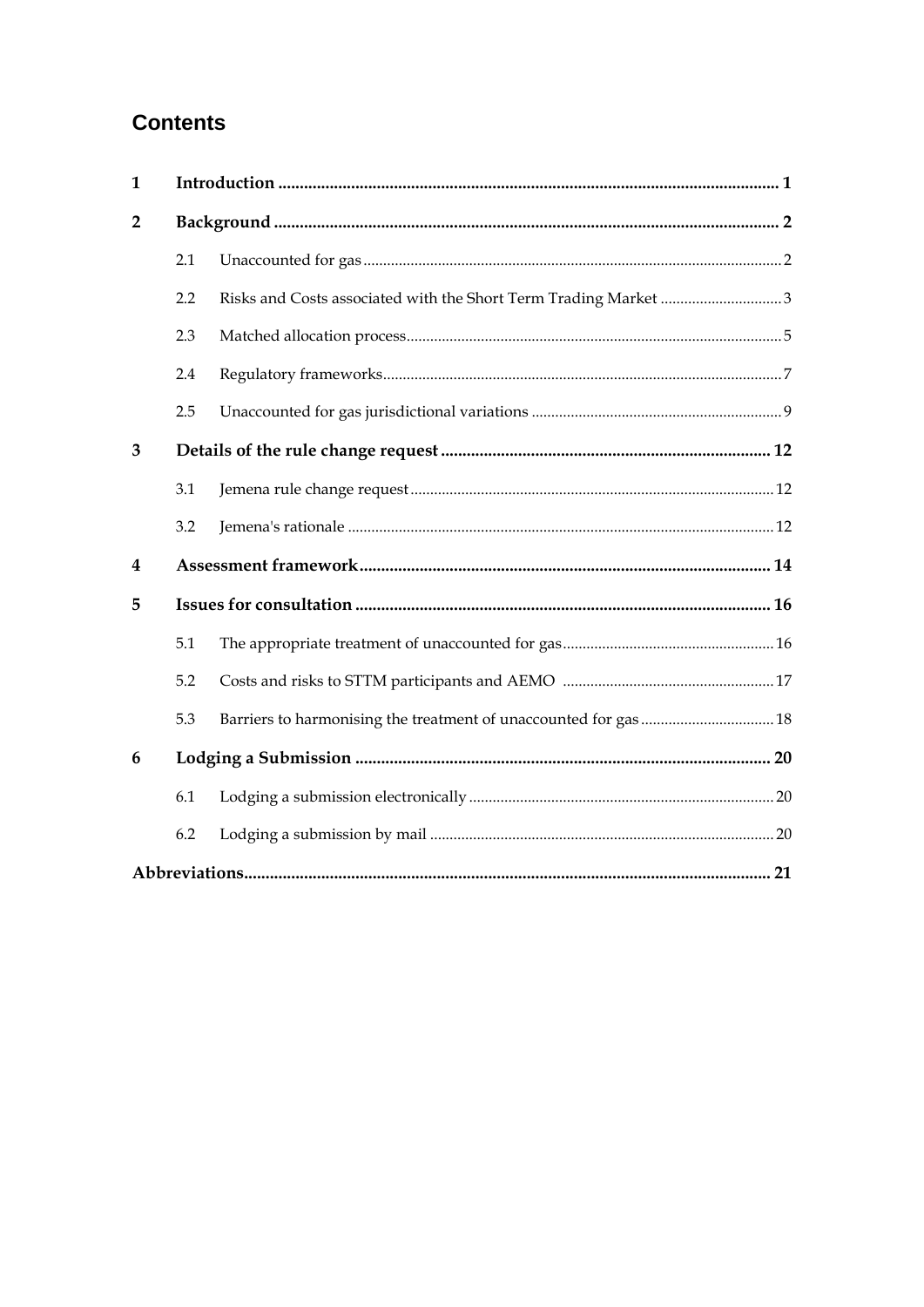## Contents

| | | |
|---|---|---|
| **1** | **Introduction** | **1** |
| **2** | **Background** | **2** |
| 2.1 | Unaccounted for gas | 2 |
| 2.2 | Risks and Costs associated with the Short Term Trading Market | 3 |
| 2.3 | Matched allocation process | 5 |
| 2.4 | Regulatory frameworks | 7 |
| 2.5 | Unaccounted for gas jurisdictional variations | 9 |
| **3** | **Details of the rule change request** | **12** |
| 3.1 | Jemena rule change request | 12 |
| 3.2 | Jemena's rationale | 12 |
| **4** | **Assessment framework** | **14** |
| **5** | **Issues for consultation** | **16** |
| 5.1 | The appropriate treatment of unaccounted for gas | 16 |
| 5.2 | Costs and risks to STTM participants and AEMO | 17 |
| 5.3 | Barriers to harmonising the treatment of unaccounted for gas | 18 |
| **6** | **Lodging a Submission** | **20** |
| 6.1 | Lodging a submission electronically | 20 |
| 6.2 | Lodging a submission by mail | 20 |
| **Abbreviations** | | **21** |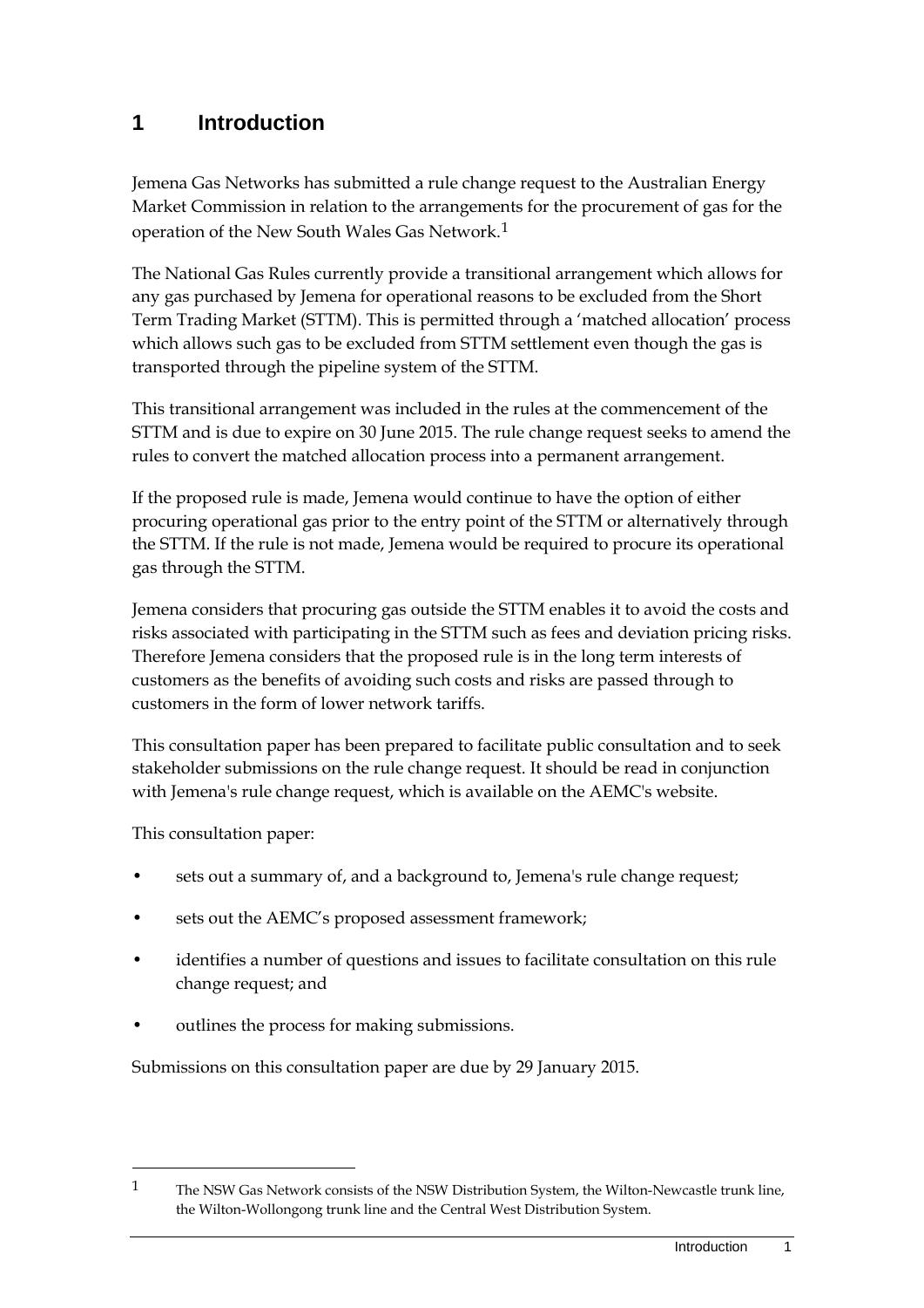# 1 Introduction

Jemena Gas Networks has submitted a rule change request to the Australian Energy Market Commission in relation to the arrangements for the procurement of gas for the operation of the New South Wales Gas Network.[1]

The National Gas Rules currently provide a transitional arrangement which allows for any gas purchased by Jemena for operational reasons to be excluded from the Short Term Trading Market (STTM). This is permitted through a 'matched allocation' process which allows such gas to be excluded from STTM settlement even though the gas is transported through the pipeline system of the STTM.

This transitional arrangement was included in the rules at the commencement of the STTM and is due to expire on 30 June 2015. The rule change request seeks to amend the rules to convert the matched allocation process into a permanent arrangement.

If the proposed rule is made, Jemena would continue to have the option of either procuring operational gas prior to the entry point of the STTM or alternatively through the STTM. If the rule is not made, Jemena would be required to procure its operational gas through the STTM.

Jemena considers that procuring gas outside the STTM enables it to avoid the costs and risks associated with participating in the STTM such as fees and deviation pricing risks. Therefore Jemena considers that the proposed rule is in the long term interests of customers as the benefits of avoiding such costs and risks are passed through to customers in the form of lower network tariffs.

This consultation paper has been prepared to facilitate public consultation and to seek stakeholder submissions on the rule change request. It should be read in conjunction with Jemena's rule change request, which is available on the AEMC's website.

This consultation paper:

- sets out a summary of, and a background to, Jemena's rule change request;
- sets out the AEMC's proposed assessment framework;
- identifies a number of questions and issues to facilitate consultation on this rule change request; and
- outlines the process for making submissions.

Submissions on this consultation paper are due by 29 January 2015.

---

[1] The NSW Gas Network consists of the NSW Distribution System, the Wilton-Newcastle trunk line, the Wilton-Wollongong trunk line and the Central West Distribution System.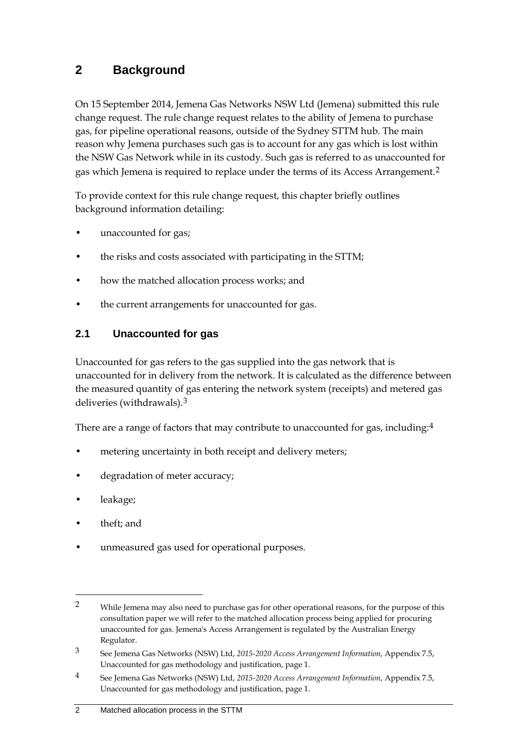# 2 Background

On 15 September 2014, Jemena Gas Networks NSW Ltd (Jemena) submitted this rule change request. The rule change request relates to the ability of Jemena to purchase gas, for pipeline operational reasons, outside of the Sydney STTM hub. The main reason why Jemena purchases such gas is to account for any gas which is lost within the NSW Gas Network while in its custody. Such gas is referred to as unaccounted for gas which Jemena is required to replace under the terms of its Access Arrangement.[2]

To provide context for this rule change request, this chapter briefly outlines background information detailing:

- unaccounted for gas;
- the risks and costs associated with participating in the STTM;
- how the matched allocation process works; and
- the current arrangements for unaccounted for gas.

## 2.1 Unaccounted for gas

Unaccounted for gas refers to the gas supplied into the gas network that is unaccounted for in delivery from the network. It is calculated as the difference between the measured quantity of gas entering the network system (receipts) and metered gas deliveries (withdrawals).[3]

There are a range of factors that may contribute to unaccounted for gas, including:[4]

- metering uncertainty in both receipt and delivery meters;
- degradation of meter accuracy;
- leakage;
- theft; and
- unmeasured gas used for operational purposes.

---

2 While Jemena may also need to purchase gas for other operational reasons, for the purpose of this consultation paper we will refer to the matched allocation process being applied for procuring unaccounted for gas. Jemena's Access Arrangement is regulated by the Australian Energy Regulator.

3 See Jemena Gas Networks (NSW) Ltd, *2015-2020 Access Arrangement Information*, Appendix 7.5, Unaccounted for gas methodology and justification, page 1.

4 See Jemena Gas Networks (NSW) Ltd, *2015-2020 Access Arrangement Information*, Appendix 7.5, Unaccounted for gas methodology and justification, page 1.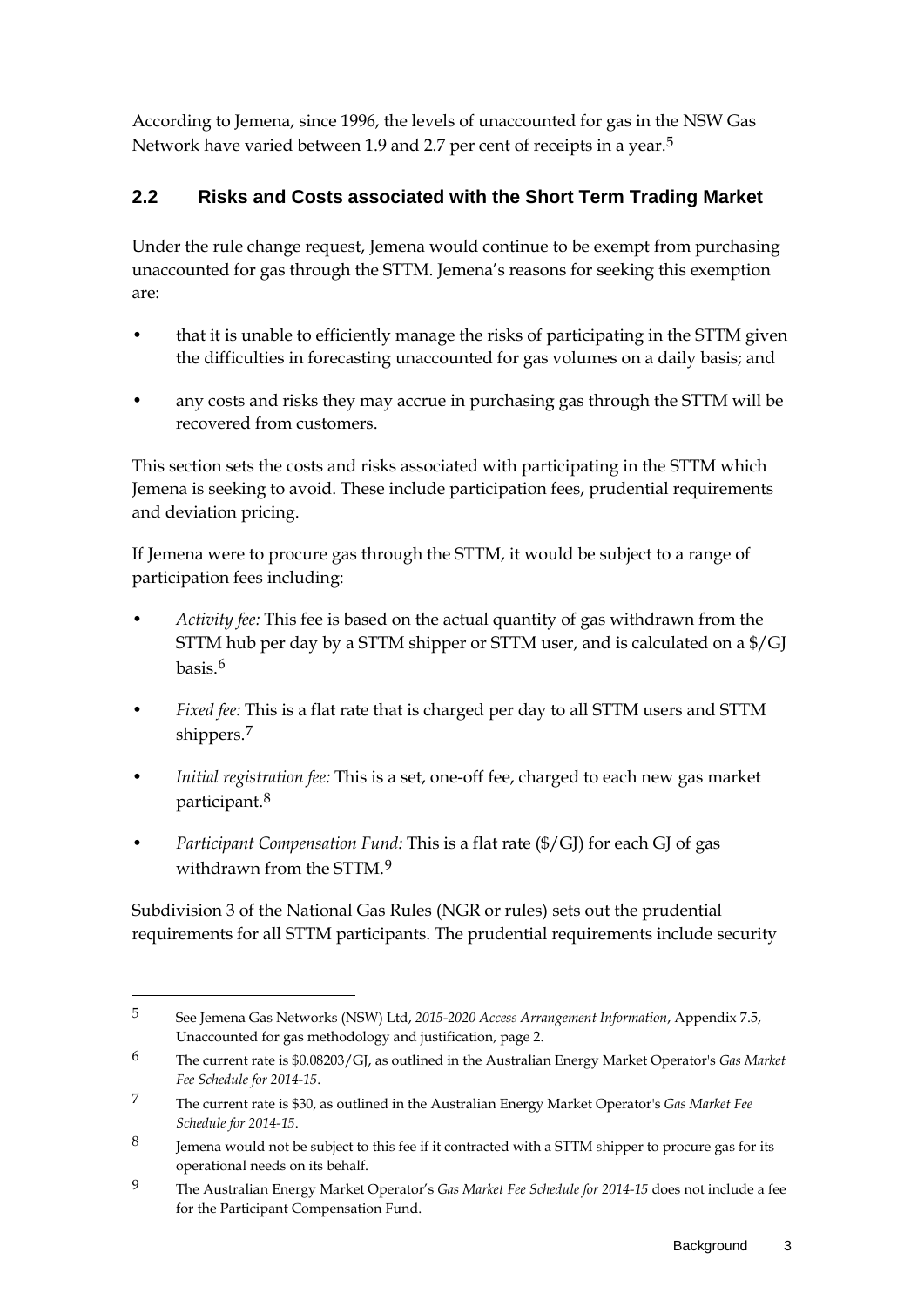According to Jemena, since 1996, the levels of unaccounted for gas in the NSW Gas Network have varied between 1.9 and 2.7 per cent of receipts in a year.[5]

## 2.2 Risks and Costs associated with the Short Term Trading Market

Under the rule change request, Jemena would continue to be exempt from purchasing unaccounted for gas through the STTM. Jemena's reasons for seeking this exemption are:

- that it is unable to efficiently manage the risks of participating in the STTM given the difficulties in forecasting unaccounted for gas volumes on a daily basis; and
- any costs and risks they may accrue in purchasing gas through the STTM will be recovered from customers.

This section sets the costs and risks associated with participating in the STTM which Jemena is seeking to avoid. These include participation fees, prudential requirements and deviation pricing.

If Jemena were to procure gas through the STTM, it would be subject to a range of participation fees including:

- *Activity fee:* This fee is based on the actual quantity of gas withdrawn from the STTM hub per day by a STTM shipper or STTM user, and is calculated on a $/GJ basis.[6]
- *Fixed fee:* This is a flat rate that is charged per day to all STTM users and STTM shippers.[7]
- *Initial registration fee:* This is a set, one-off fee, charged to each new gas market participant.[8]
- *Participant Compensation Fund:* This is a flat rate ($/GJ) for each GJ of gas withdrawn from the STTM.[9]

Subdivision 3 of the National Gas Rules (NGR or rules) sets out the prudential requirements for all STTM participants. The prudential requirements include security

---

5 See Jemena Gas Networks (NSW) Ltd, *2015-2020 Access Arrangement Information*, Appendix 7.5, Unaccounted for gas methodology and justification, page 2.

6 The current rate is $0.08203/GJ, as outlined in the Australian Energy Market Operator's *Gas Market Fee Schedule for 2014-15*.

7 The current rate is $30, as outlined in the Australian Energy Market Operator's *Gas Market Fee Schedule for 2014-15*.

8 Jemena would not be subject to this fee if it contracted with a STTM shipper to procure gas for its operational needs on its behalf.

9 The Australian Energy Market Operator's *Gas Market Fee Schedule for 2014-15* does not include a fee for the Participant Compensation Fund.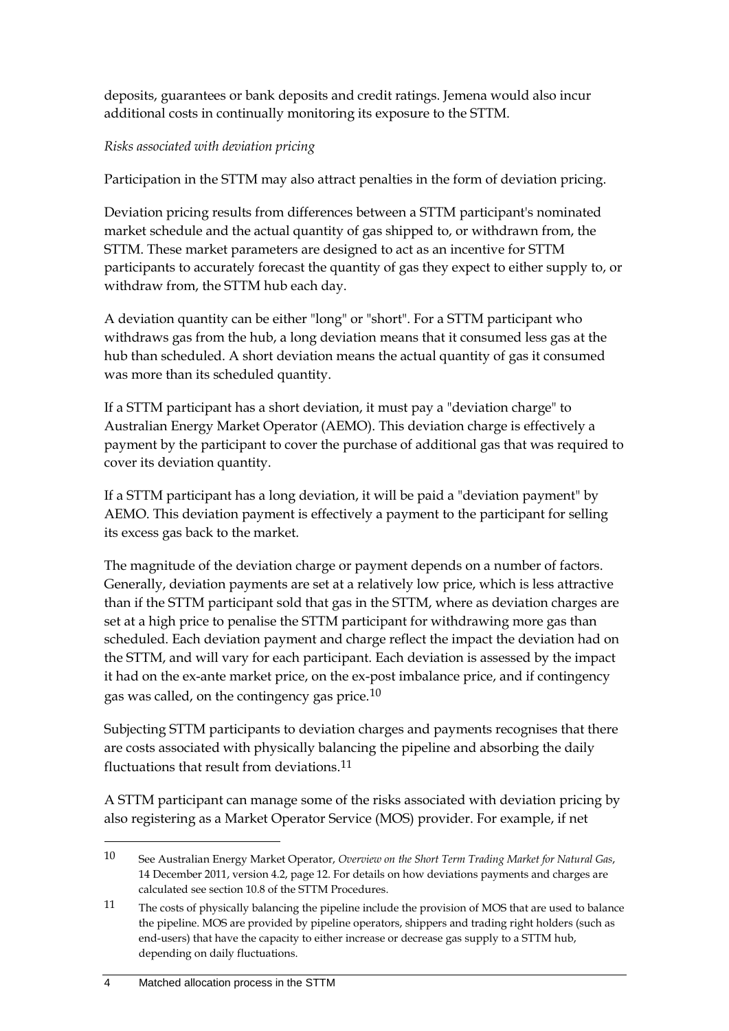deposits, guarantees or bank deposits and credit ratings. Jemena would also incur additional costs in continually monitoring its exposure to the STTM.

*Risks associated with deviation pricing*

Participation in the STTM may also attract penalties in the form of deviation pricing.

Deviation pricing results from differences between a STTM participant's nominated market schedule and the actual quantity of gas shipped to, or withdrawn from, the STTM. These market parameters are designed to act as an incentive for STTM participants to accurately forecast the quantity of gas they expect to either supply to, or withdraw from, the STTM hub each day.

A deviation quantity can be either "long" or "short". For a STTM participant who withdraws gas from the hub, a long deviation means that it consumed less gas at the hub than scheduled. A short deviation means the actual quantity of gas it consumed was more than its scheduled quantity.

If a STTM participant has a short deviation, it must pay a "deviation charge" to Australian Energy Market Operator (AEMO). This deviation charge is effectively a payment by the participant to cover the purchase of additional gas that was required to cover its deviation quantity.

If a STTM participant has a long deviation, it will be paid a "deviation payment" by AEMO. This deviation payment is effectively a payment to the participant for selling its excess gas back to the market.

The magnitude of the deviation charge or payment depends on a number of factors. Generally, deviation payments are set at a relatively low price, which is less attractive than if the STTM participant sold that gas in the STTM, where as deviation charges are set at a high price to penalise the STTM participant for withdrawing more gas than scheduled. Each deviation payment and charge reflect the impact the deviation had on the STTM, and will vary for each participant. Each deviation is assessed by the impact it had on the ex-ante market price, on the ex-post imbalance price, and if contingency gas was called, on the contingency gas price.[10]

Subjecting STTM participants to deviation charges and payments recognises that there are costs associated with physically balancing the pipeline and absorbing the daily fluctuations that result from deviations.[11]

A STTM participant can manage some of the risks associated with deviation pricing by also registering as a Market Operator Service (MOS) provider. For example, if net

---

10 See Australian Energy Market Operator, *Overview on the Short Term Trading Market for Natural Gas*, 14 December 2011, version 4.2, page 12. For details on how deviations payments and charges are calculated see section 10.8 of the STTM Procedures.

11 The costs of physically balancing the pipeline include the provision of MOS that are used to balance the pipeline. MOS are provided by pipeline operators, shippers and trading right holders (such as end-users) that have the capacity to either increase or decrease gas supply to a STTM hub, depending on daily fluctuations.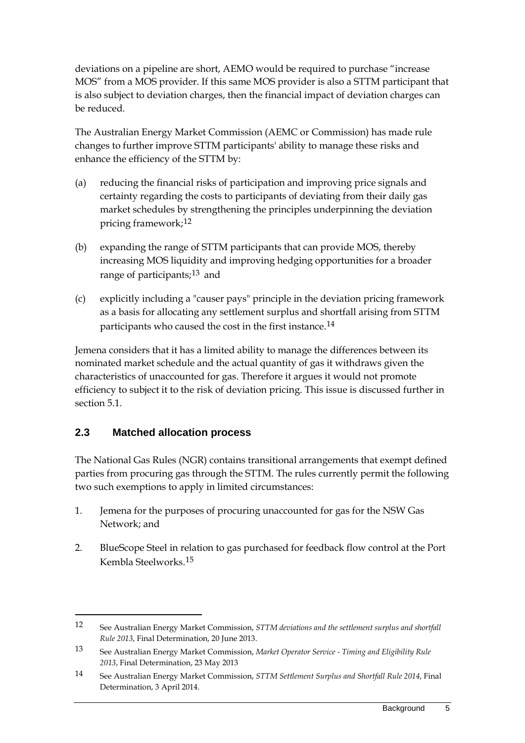deviations on a pipeline are short, AEMO would be required to purchase "increase MOS" from a MOS provider. If this same MOS provider is also a STTM participant that is also subject to deviation charges, then the financial impact of deviation charges can be reduced.

The Australian Energy Market Commission (AEMC or Commission) has made rule changes to further improve STTM participants' ability to manage these risks and enhance the efficiency of the STTM by:

(a) reducing the financial risks of participation and improving price signals and certainty regarding the costs to participants of deviating from their daily gas market schedules by strengthening the principles underpinning the deviation pricing framework;[12]

(b) expanding the range of STTM participants that can provide MOS, thereby increasing MOS liquidity and improving hedging opportunities for a broader range of participants;[13] and

(c) explicitly including a "causer pays" principle in the deviation pricing framework as a basis for allocating any settlement surplus and shortfall arising from STTM participants who caused the cost in the first instance.[14]

Jemena considers that it has a limited ability to manage the differences between its nominated market schedule and the actual quantity of gas it withdraws given the characteristics of unaccounted for gas. Therefore it argues it would not promote efficiency to subject it to the risk of deviation pricing. This issue is discussed further in section 5.1.

## 2.3 Matched allocation process

The National Gas Rules (NGR) contains transitional arrangements that exempt defined parties from procuring gas through the STTM. The rules currently permit the following two such exemptions to apply in limited circumstances:

1. Jemena for the purposes of procuring unaccounted for gas for the NSW Gas Network; and
2. BlueScope Steel in relation to gas purchased for feedback flow control at the Port Kembla Steelworks.[15]

---

[12] See Australian Energy Market Commission, *STTM deviations and the settlement surplus and shortfall Rule 2013*, Final Determination, 20 June 2013.

[13] See Australian Energy Market Commission, *Market Operator Service - Timing and Eligibility Rule 2013*, Final Determination, 23 May 2013

[14] See Australian Energy Market Commission, *STTM Settlement Surplus and Shortfall Rule 2014*, Final Determination, 3 April 2014.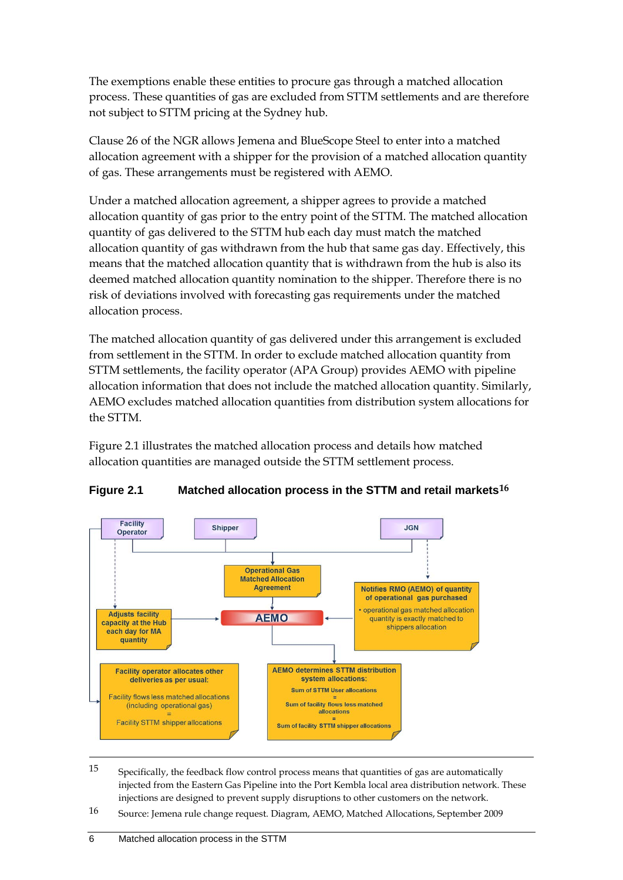The exemptions enable these entities to procure gas through a matched allocation process. These quantities of gas are excluded from STTM settlements and are therefore not subject to STTM pricing at the Sydney hub.

Clause 26 of the NGR allows Jemena and BlueScope Steel to enter into a matched allocation agreement with a shipper for the provision of a matched allocation quantity of gas. These arrangements must be registered with AEMO.

Under a matched allocation agreement, a shipper agrees to provide a matched allocation quantity of gas prior to the entry point of the STTM. The matched allocation quantity of gas delivered to the STTM hub each day must match the matched allocation quantity of gas withdrawn from the hub that same gas day. Effectively, this means that the matched allocation quantity that is withdrawn from the hub is also its deemed matched allocation quantity nomination to the shipper. Therefore there is no risk of deviations involved with forecasting gas requirements under the matched allocation process.

The matched allocation quantity of gas delivered under this arrangement is excluded from settlement in the STTM. In order to exclude matched allocation quantity from STTM settlements, the facility operator (APA Group) provides AEMO with pipeline allocation information that does not include the matched allocation quantity. Similarly, AEMO excludes matched allocation quantities from distribution system allocations for the STTM.

Figure 2.1 illustrates the matched allocation process and details how matched allocation quantities are managed outside the STTM settlement process.

**Figure 2.1 Matched allocation process in the STTM and retail markets**[16]

Facility Operator

Shipper

JGN

Operational Gas Matched Allocation Agreement

Notifies RMO (AEMO) of quantity of operational gas purchased

- operational gas matched allocation quantity is exactly matched to shippers allocation

Adjusts facility capacity at the Hub each day for MA quantity

AEMO

Facility operator allocates other deliveries as per usual:

Facility flows less matched allocations (including operational gas)
=
Facility STTM shipper allocations

AEMO determines STTM distribution system allocations:

Sum of STTM User allocations
=
Sum of facility flows less matched allocations
=
Sum of facility STTM shipper allocations

---

15 Specifically, the feedback flow control process means that quantities of gas are automatically injected from the Eastern Gas Pipeline into the Port Kembla local area distribution network. These injections are designed to prevent supply disruptions to other customers on the network.

16 Source: Jemena rule change request. Diagram, AEMO, Matched Allocations, September 2009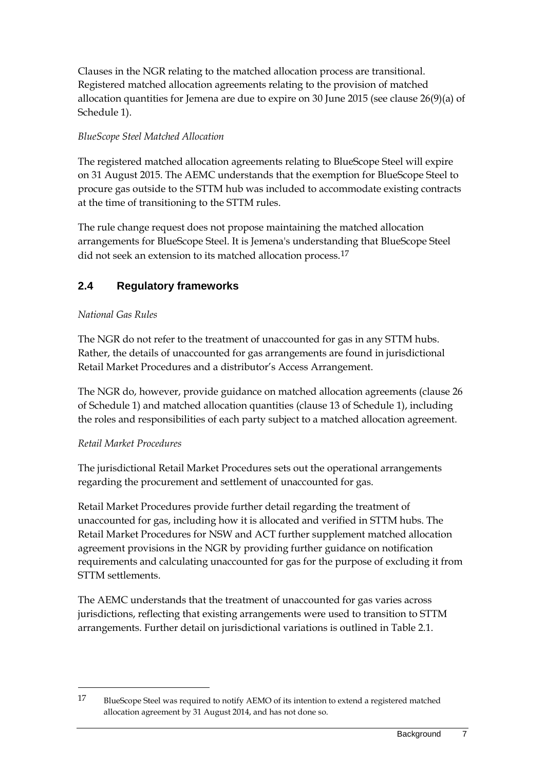Clauses in the NGR relating to the matched allocation process are transitional. Registered matched allocation agreements relating to the provision of matched allocation quantities for Jemena are due to expire on 30 June 2015 (see clause 26(9)(a) of Schedule 1).

*BlueScope Steel Matched Allocation*

The registered matched allocation agreements relating to BlueScope Steel will expire on 31 August 2015. The AEMC understands that the exemption for BlueScope Steel to procure gas outside to the STTM hub was included to accommodate existing contracts at the time of transitioning to the STTM rules.

The rule change request does not propose maintaining the matched allocation arrangements for BlueScope Steel. It is Jemena's understanding that BlueScope Steel did not seek an extension to its matched allocation process.[17]

## 2.4 Regulatory frameworks

*National Gas Rules*

The NGR do not refer to the treatment of unaccounted for gas in any STTM hubs. Rather, the details of unaccounted for gas arrangements are found in jurisdictional Retail Market Procedures and a distributor's Access Arrangement.

The NGR do, however, provide guidance on matched allocation agreements (clause 26 of Schedule 1) and matched allocation quantities (clause 13 of Schedule 1), including the roles and responsibilities of each party subject to a matched allocation agreement.

*Retail Market Procedures*

The jurisdictional Retail Market Procedures sets out the operational arrangements regarding the procurement and settlement of unaccounted for gas.

Retail Market Procedures provide further detail regarding the treatment of unaccounted for gas, including how it is allocated and verified in STTM hubs. The Retail Market Procedures for NSW and ACT further supplement matched allocation agreement provisions in the NGR by providing further guidance on notification requirements and calculating unaccounted for gas for the purpose of excluding it from STTM settlements.

The AEMC understands that the treatment of unaccounted for gas varies across jurisdictions, reflecting that existing arrangements were used to transition to STTM arrangements. Further detail on jurisdictional variations is outlined in Table 2.1.

---

[17] BlueScope Steel was required to notify AEMO of its intention to extend a registered matched allocation agreement by 31 August 2014, and has not done so.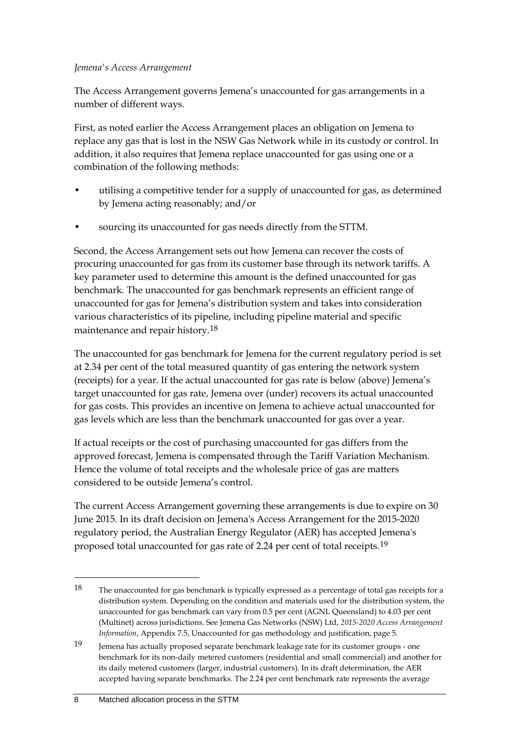*Jemena's Access Arrangement*

The Access Arrangement governs Jemena's unaccounted for gas arrangements in a number of different ways.

First, as noted earlier the Access Arrangement places an obligation on Jemena to replace any gas that is lost in the NSW Gas Network while in its custody or control. In addition, it also requires that Jemena replace unaccounted for gas using one or a combination of the following methods:

- utilising a competitive tender for a supply of unaccounted for gas, as determined by Jemena acting reasonably; and/or
- sourcing its unaccounted for gas needs directly from the STTM.

Second, the Access Arrangement sets out how Jemena can recover the costs of procuring unaccounted for gas from its customer base through its network tariffs. A key parameter used to determine this amount is the defined unaccounted for gas benchmark. The unaccounted for gas benchmark represents an efficient range of unaccounted for gas for Jemena's distribution system and takes into consideration various characteristics of its pipeline, including pipeline material and specific maintenance and repair history.[18]

The unaccounted for gas benchmark for Jemena for the current regulatory period is set at 2.34 per cent of the total measured quantity of gas entering the network system (receipts) for a year. If the actual unaccounted for gas rate is below (above) Jemena's target unaccounted for gas rate, Jemena over (under) recovers its actual unaccounted for gas costs. This provides an incentive on Jemena to achieve actual unaccounted for gas levels which are less than the benchmark unaccounted for gas over a year.

If actual receipts or the cost of purchasing unaccounted for gas differs from the approved forecast, Jemena is compensated through the Tariff Variation Mechanism. Hence the volume of total receipts and the wholesale price of gas are matters considered to be outside Jemena's control.

The current Access Arrangement governing these arrangements is due to expire on 30 June 2015. In its draft decision on Jemena's Access Arrangement for the 2015-2020 regulatory period, the Australian Energy Regulator (AER) has accepted Jemena's proposed total unaccounted for gas rate of 2.24 per cent of total receipts.[19]

---

[18] The unaccounted for gas benchmark is typically expressed as a percentage of total gas receipts for a distribution system. Depending on the condition and materials used for the distribution system, the unaccounted for gas benchmark can vary from 0.5 per cent (AGNL Queensland) to 4.03 per cent (Multinet) across jurisdictions. See Jemena Gas Networks (NSW) Ltd, *2015-2020 Access Arrangement Information*, Appendix 7.5, Unaccounted for gas methodology and justification, page 5.

[19] Jemena has actually proposed separate benchmark leakage rate for its customer groups - one benchmark for its non-daily metered customers (residential and small commercial) and another for its daily metered customers (larger, industrial customers). In its draft determination, the AER accepted having separate benchmarks. The 2.24 per cent benchmark rate represents the average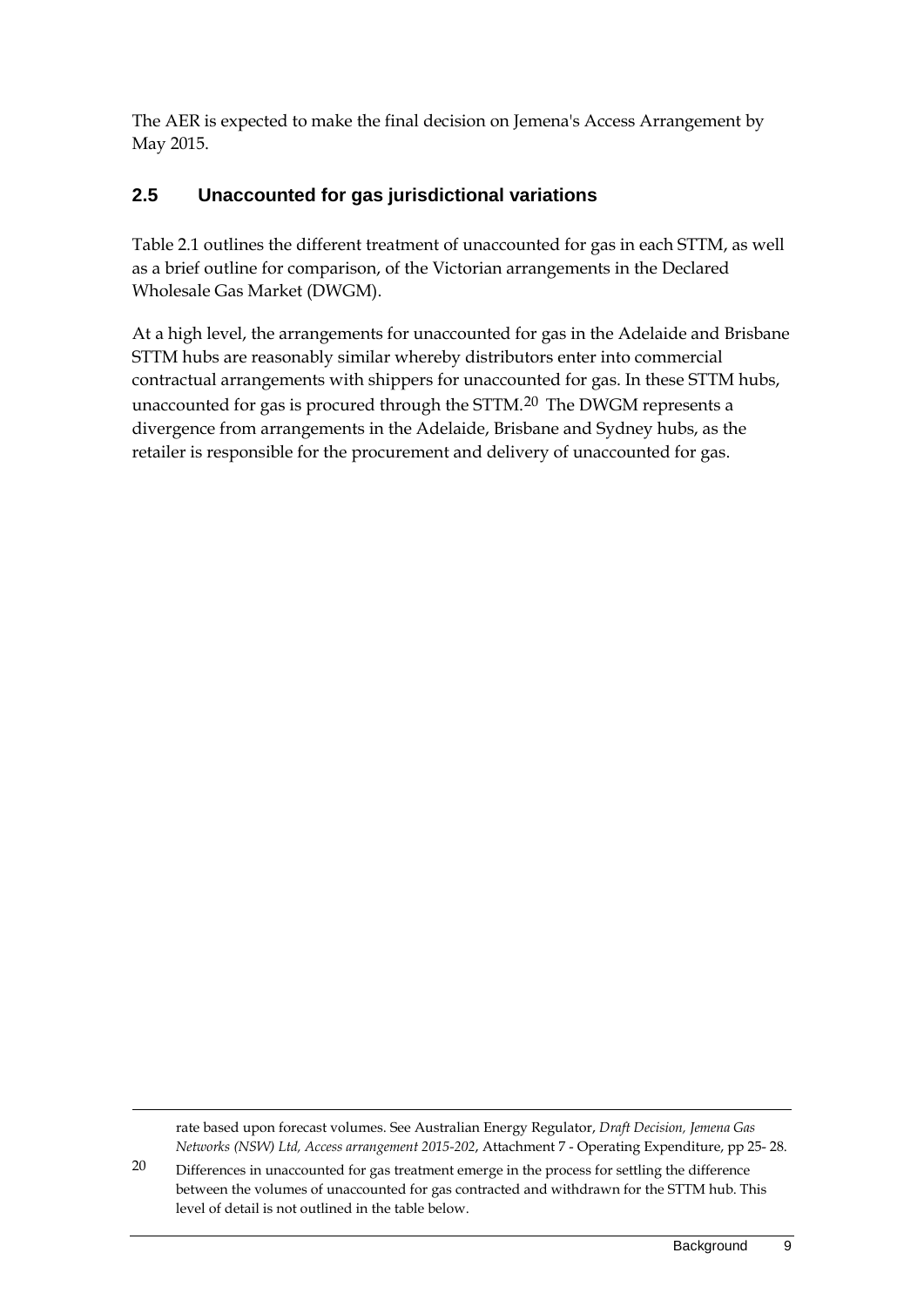The AER is expected to make the final decision on Jemena's Access Arrangement by May 2015.

## 2.5 Unaccounted for gas jurisdictional variations

Table 2.1 outlines the different treatment of unaccounted for gas in each STTM, as well as a brief outline for comparison, of the Victorian arrangements in the Declared Wholesale Gas Market (DWGM).

At a high level, the arrangements for unaccounted for gas in the Adelaide and Brisbane STTM hubs are reasonably similar whereby distributors enter into commercial contractual arrangements with shippers for unaccounted for gas. In these STTM hubs, unaccounted for gas is procured through the STTM.[20] The DWGM represents a divergence from arrangements in the Adelaide, Brisbane and Sydney hubs, as the retailer is responsible for the procurement and delivery of unaccounted for gas.

---

rate based upon forecast volumes. See Australian Energy Regulator, *Draft Decision, Jemena Gas Networks (NSW) Ltd, Access arrangement 2015-202*, Attachment 7 - Operating Expenditure, pp 25- 28.

20 Differences in unaccounted for gas treatment emerge in the process for settling the difference between the volumes of unaccounted for gas contracted and withdrawn for the STTM hub. This level of detail is not outlined in the table below.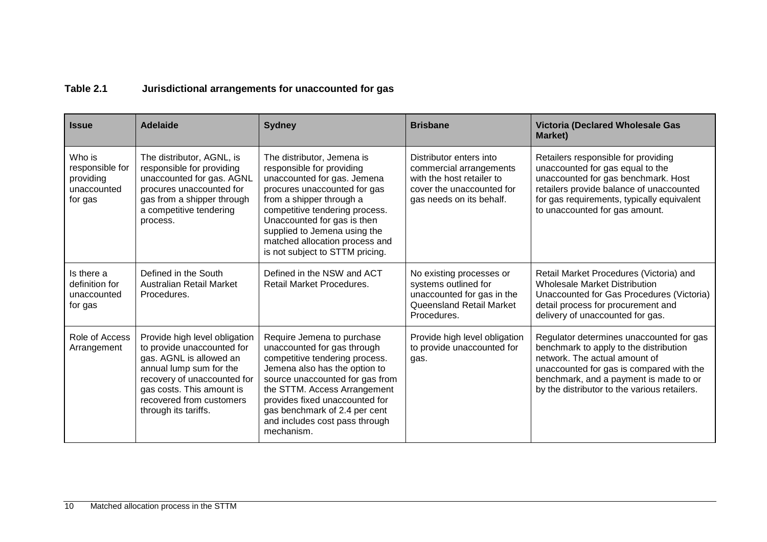**Table 2.1 Jurisdictional arrangements for unaccounted for gas**

| Issue | Adelaide | Sydney | Brisbane | Victoria (Declared Wholesale Gas Market) |
|---|---|---|---|---|
| Who is responsible for providing unaccounted for gas | The distributor, AGNL, is responsible for providing unaccounted for gas. AGNL procures unaccounted for gas from a shipper through a competitive tendering process. | The distributor, Jemena is responsible for providing unaccounted for gas. Jemena procures unaccounted for gas from a shipper through a competitive tendering process. Unaccounted for gas is then supplied to Jemena using the matched allocation process and is not subject to STTM pricing. | Distributor enters into commercial arrangements with the host retailer to cover the unaccounted for gas needs on its behalf. | Retailers responsible for providing unaccounted for gas equal to the unaccounted for gas benchmark. Host retailers provide balance of unaccounted for gas requirements, typically equivalent to unaccounted for gas amount. |
| Is there a definition for unaccounted for gas | Defined in the South Australian Retail Market Procedures. | Defined in the NSW and ACT Retail Market Procedures. | No existing processes or systems outlined for unaccounted for gas in the Queensland Retail Market Procedures. | Retail Market Procedures (Victoria) and Wholesale Market Distribution Unaccounted for Gas Procedures (Victoria) detail process for procurement and delivery of unaccounted for gas. |
| Role of Access Arrangement | Provide high level obligation to provide unaccounted for gas. AGNL is allowed an annual lump sum for the recovery of unaccounted for gas costs. This amount is recovered from customers through its tariffs. | Require Jemena to purchase unaccounted for gas through competitive tendering process. Jemena also has the option to source unaccounted for gas from the STTM. Access Arrangement provides fixed unaccounted for gas benchmark of 2.4 per cent and includes cost pass through mechanism. | Provide high level obligation to provide unaccounted for gas. | Regulator determines unaccounted for gas benchmark to apply to the distribution network. The actual amount of unaccounted for gas is compared with the benchmark, and a payment is made to or by the distributor to the various retailers. |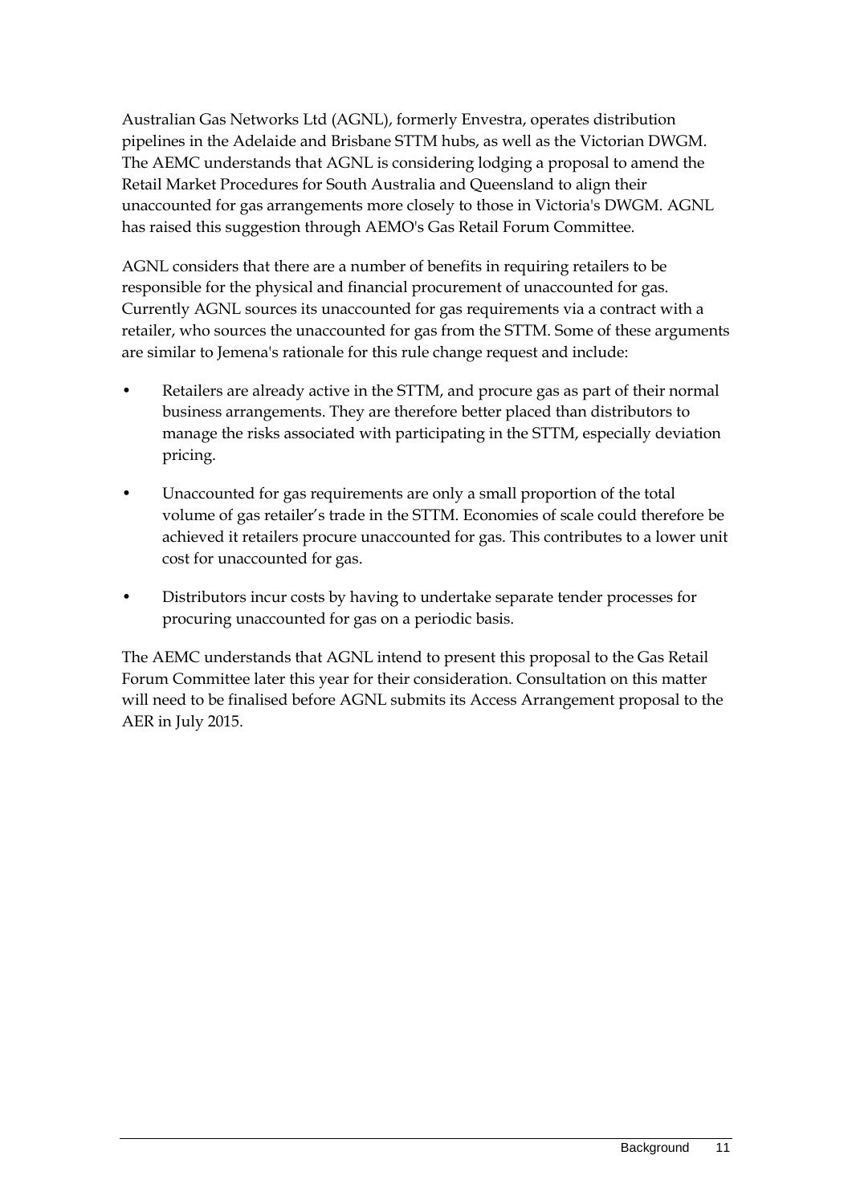Australian Gas Networks Ltd (AGNL), formerly Envestra, operates distribution pipelines in the Adelaide and Brisbane STTM hubs, as well as the Victorian DWGM. The AEMC understands that AGNL is considering lodging a proposal to amend the Retail Market Procedures for South Australia and Queensland to align their unaccounted for gas arrangements more closely to those in Victoria's DWGM. AGNL has raised this suggestion through AEMO's Gas Retail Forum Committee.

AGNL considers that there are a number of benefits in requiring retailers to be responsible for the physical and financial procurement of unaccounted for gas. Currently AGNL sources its unaccounted for gas requirements via a contract with a retailer, who sources the unaccounted for gas from the STTM. Some of these arguments are similar to Jemena's rationale for this rule change request and include:

- Retailers are already active in the STTM, and procure gas as part of their normal business arrangements. They are therefore better placed than distributors to manage the risks associated with participating in the STTM, especially deviation pricing.
- Unaccounted for gas requirements are only a small proportion of the total volume of gas retailer's trade in the STTM. Economies of scale could therefore be achieved it retailers procure unaccounted for gas. This contributes to a lower unit cost for unaccounted for gas.
- Distributors incur costs by having to undertake separate tender processes for procuring unaccounted for gas on a periodic basis.

The AEMC understands that AGNL intend to present this proposal to the Gas Retail Forum Committee later this year for their consideration. Consultation on this matter will need to be finalised before AGNL submits its Access Arrangement proposal to the AER in July 2015.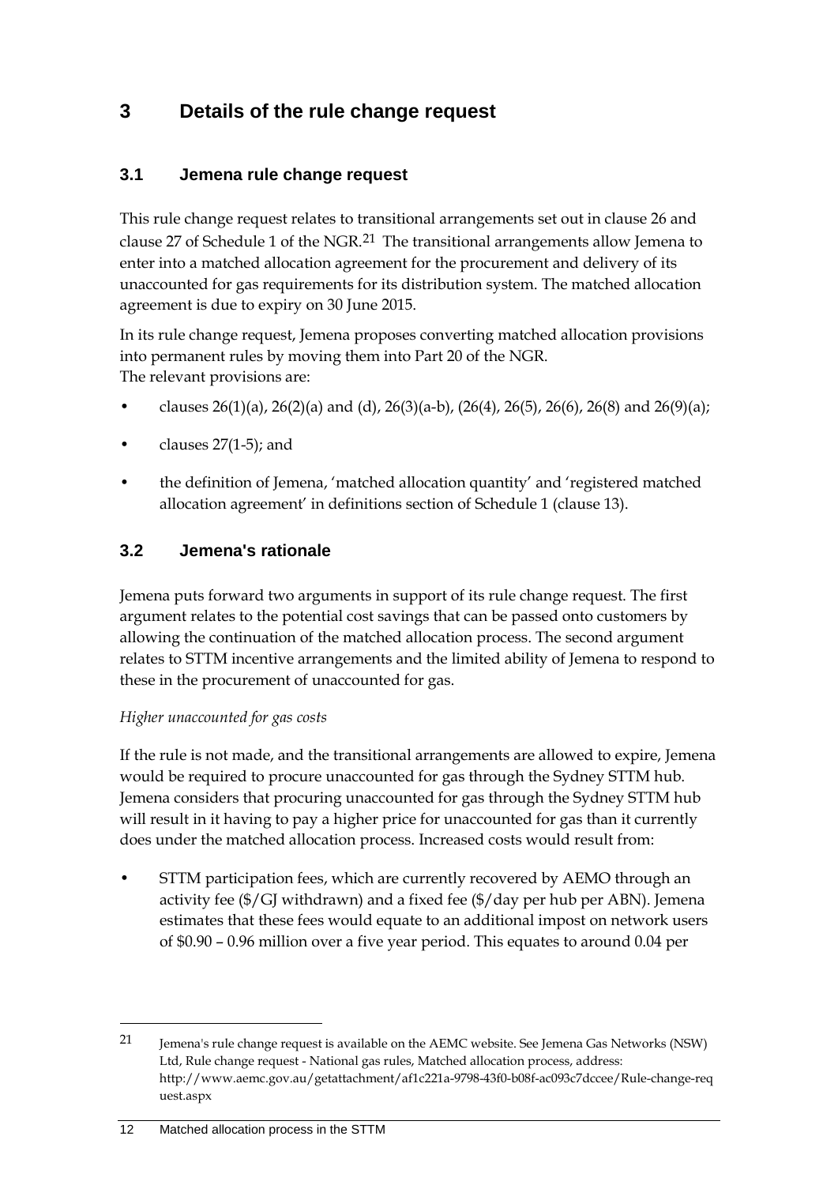# 3 Details of the rule change request

## 3.1 Jemena rule change request

This rule change request relates to transitional arrangements set out in clause 26 and clause 27 of Schedule 1 of the NGR.[21] The transitional arrangements allow Jemena to enter into a matched allocation agreement for the procurement and delivery of its unaccounted for gas requirements for its distribution system. The matched allocation agreement is due to expiry on 30 June 2015.

In its rule change request, Jemena proposes converting matched allocation provisions into permanent rules by moving them into Part 20 of the NGR.
The relevant provisions are:

- clauses 26(1)(a), 26(2)(a) and (d), 26(3)(a-b), (26(4), 26(5), 26(6), 26(8) and 26(9)(a);
- clauses 27(1-5); and
- the definition of Jemena, 'matched allocation quantity' and 'registered matched allocation agreement' in definitions section of Schedule 1 (clause 13).

## 3.2 Jemena's rationale

Jemena puts forward two arguments in support of its rule change request. The first argument relates to the potential cost savings that can be passed onto customers by allowing the continuation of the matched allocation process. The second argument relates to STTM incentive arrangements and the limited ability of Jemena to respond to these in the procurement of unaccounted for gas.

*Higher unaccounted for gas costs*

If the rule is not made, and the transitional arrangements are allowed to expire, Jemena would be required to procure unaccounted for gas through the Sydney STTM hub. Jemena considers that procuring unaccounted for gas through the Sydney STTM hub will result in it having to pay a higher price for unaccounted for gas than it currently does under the matched allocation process. Increased costs would result from:

- STTM participation fees, which are currently recovered by AEMO through an activity fee ($/GJ withdrawn) and a fixed fee ($/day per hub per ABN). Jemena estimates that these fees would equate to an additional impost on network users of $0.90 – 0.96 million over a five year period. This equates to around 0.04 per

---

21 Jemena's rule change request is available on the AEMC website. See Jemena Gas Networks (NSW) Ltd, Rule change request - National gas rules, Matched allocation process, address: http://www.aemc.gov.au/getattachment/af1c221a-9798-43f0-b08f-ac093c7dccee/Rule-change-request.aspx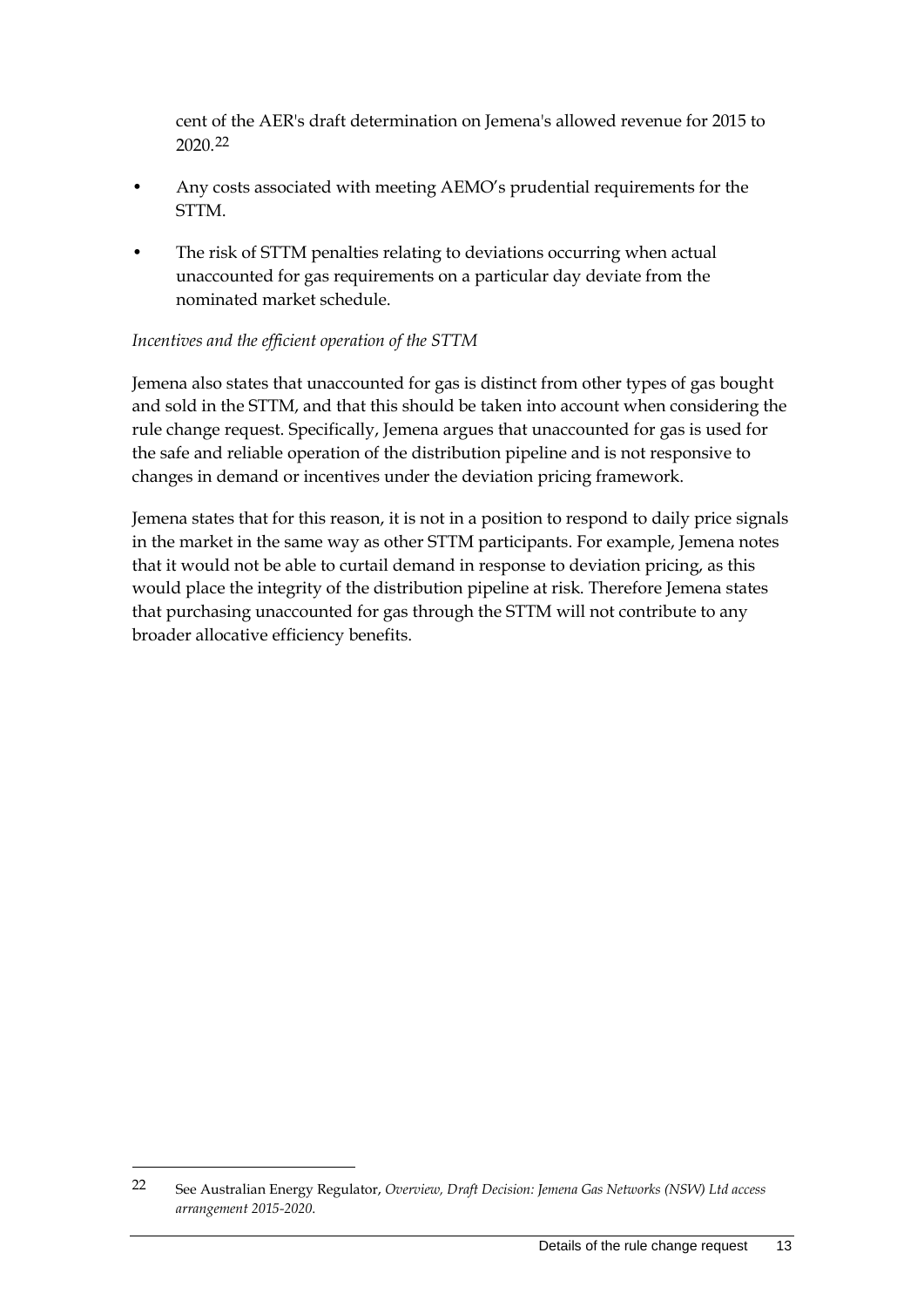cent of the AER's draft determination on Jemena's allowed revenue for 2015 to 2020.[22]

- Any costs associated with meeting AEMO's prudential requirements for the STTM.
- The risk of STTM penalties relating to deviations occurring when actual unaccounted for gas requirements on a particular day deviate from the nominated market schedule.

*Incentives and the efficient operation of the STTM*

Jemena also states that unaccounted for gas is distinct from other types of gas bought and sold in the STTM, and that this should be taken into account when considering the rule change request. Specifically, Jemena argues that unaccounted for gas is used for the safe and reliable operation of the distribution pipeline and is not responsive to changes in demand or incentives under the deviation pricing framework.

Jemena states that for this reason, it is not in a position to respond to daily price signals in the market in the same way as other STTM participants. For example, Jemena notes that it would not be able to curtail demand in response to deviation pricing, as this would place the integrity of the distribution pipeline at risk. Therefore Jemena states that purchasing unaccounted for gas through the STTM will not contribute to any broader allocative efficiency benefits.

---

22 See Australian Energy Regulator, *Overview, Draft Decision: Jemena Gas Networks (NSW) Ltd access arrangement 2015-2020*.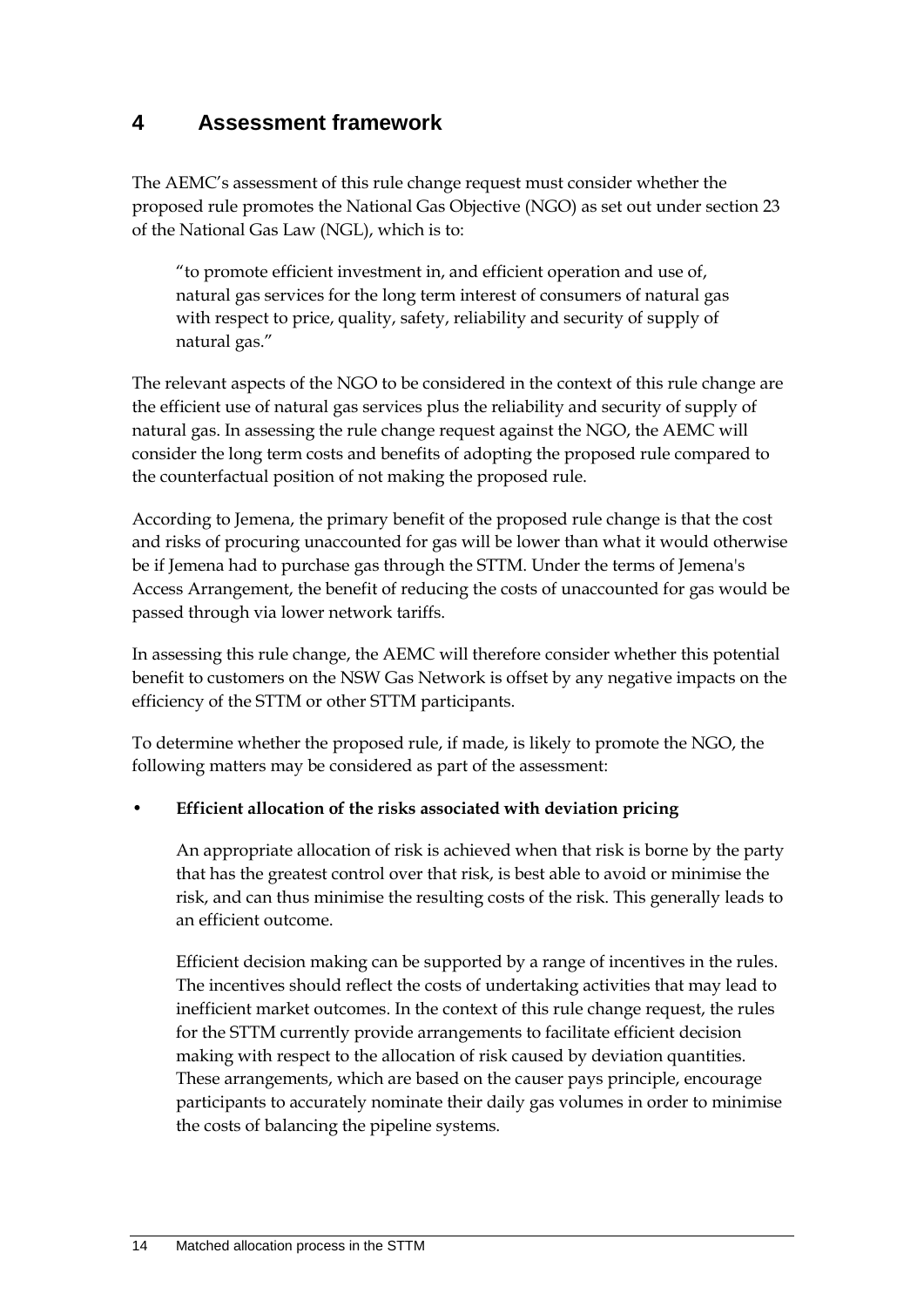# 4 Assessment framework

The AEMC's assessment of this rule change request must consider whether the proposed rule promotes the National Gas Objective (NGO) as set out under section 23 of the National Gas Law (NGL), which is to:

> "to promote efficient investment in, and efficient operation and use of, natural gas services for the long term interest of consumers of natural gas with respect to price, quality, safety, reliability and security of supply of natural gas."

The relevant aspects of the NGO to be considered in the context of this rule change are the efficient use of natural gas services plus the reliability and security of supply of natural gas. In assessing the rule change request against the NGO, the AEMC will consider the long term costs and benefits of adopting the proposed rule compared to the counterfactual position of not making the proposed rule.

According to Jemena, the primary benefit of the proposed rule change is that the cost and risks of procuring unaccounted for gas will be lower than what it would otherwise be if Jemena had to purchase gas through the STTM. Under the terms of Jemena's Access Arrangement, the benefit of reducing the costs of unaccounted for gas would be passed through via lower network tariffs.

In assessing this rule change, the AEMC will therefore consider whether this potential benefit to customers on the NSW Gas Network is offset by any negative impacts on the efficiency of the STTM or other STTM participants.

To determine whether the proposed rule, if made, is likely to promote the NGO, the following matters may be considered as part of the assessment:

- **Efficient allocation of the risks associated with deviation pricing**

  An appropriate allocation of risk is achieved when that risk is borne by the party that has the greatest control over that risk, is best able to avoid or minimise the risk, and can thus minimise the resulting costs of the risk. This generally leads to an efficient outcome.

  Efficient decision making can be supported by a range of incentives in the rules. The incentives should reflect the costs of undertaking activities that may lead to inefficient market outcomes. In the context of this rule change request, the rules for the STTM currently provide arrangements to facilitate efficient decision making with respect to the allocation of risk caused by deviation quantities. These arrangements, which are based on the causer pays principle, encourage participants to accurately nominate their daily gas volumes in order to minimise the costs of balancing the pipeline systems.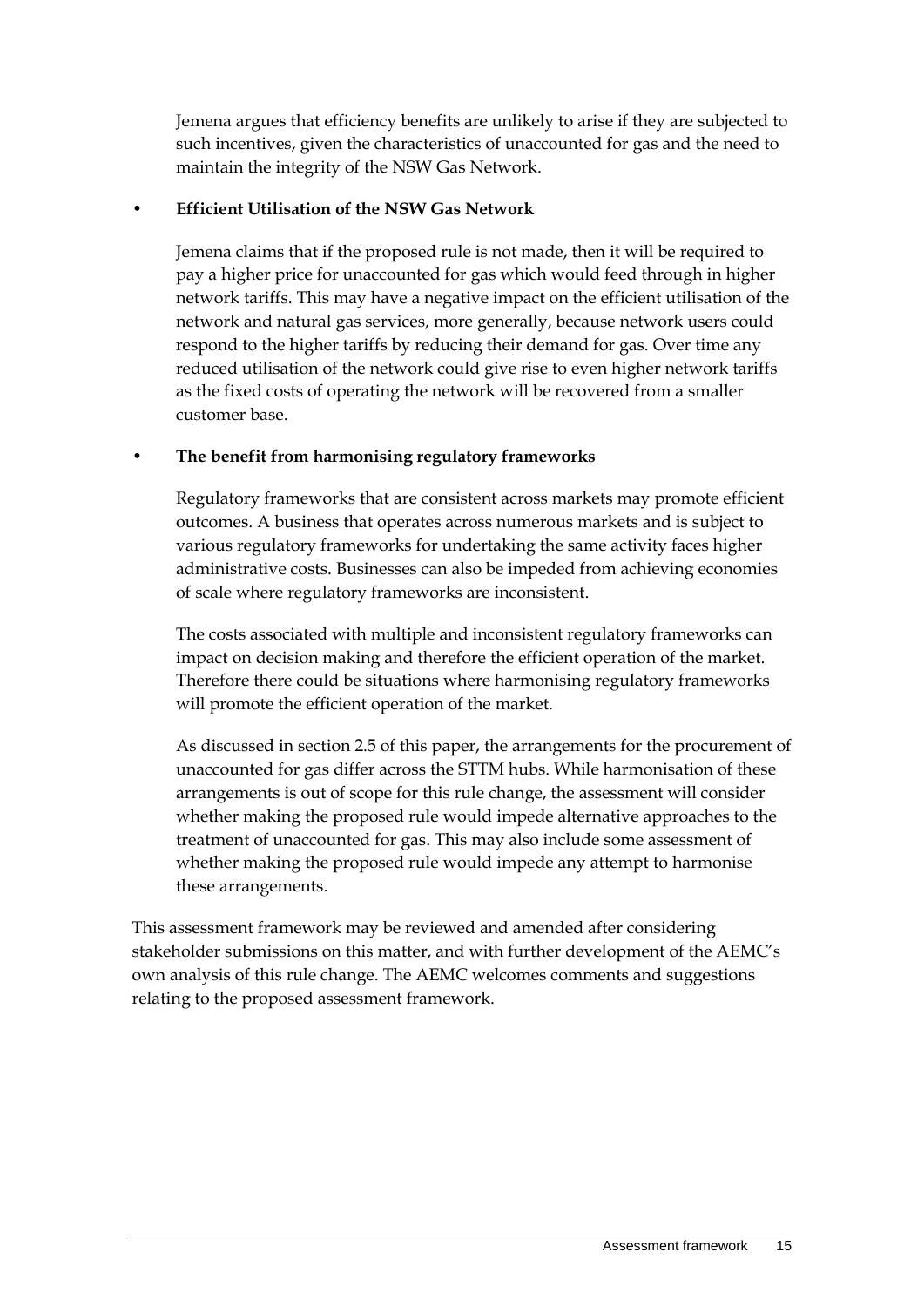Jemena argues that efficiency benefits are unlikely to arise if they are subjected to such incentives, given the characteristics of unaccounted for gas and the need to maintain the integrity of the NSW Gas Network.

- **Efficient Utilisation of the NSW Gas Network**

  Jemena claims that if the proposed rule is not made, then it will be required to pay a higher price for unaccounted for gas which would feed through in higher network tariffs. This may have a negative impact on the efficient utilisation of the network and natural gas services, more generally, because network users could respond to the higher tariffs by reducing their demand for gas. Over time any reduced utilisation of the network could give rise to even higher network tariffs as the fixed costs of operating the network will be recovered from a smaller customer base.

- **The benefit from harmonising regulatory frameworks**

  Regulatory frameworks that are consistent across markets may promote efficient outcomes. A business that operates across numerous markets and is subject to various regulatory frameworks for undertaking the same activity faces higher administrative costs. Businesses can also be impeded from achieving economies of scale where regulatory frameworks are inconsistent.

  The costs associated with multiple and inconsistent regulatory frameworks can impact on decision making and therefore the efficient operation of the market. Therefore there could be situations where harmonising regulatory frameworks will promote the efficient operation of the market.

  As discussed in section 2.5 of this paper, the arrangements for the procurement of unaccounted for gas differ across the STTM hubs. While harmonisation of these arrangements is out of scope for this rule change, the assessment will consider whether making the proposed rule would impede alternative approaches to the treatment of unaccounted for gas. This may also include some assessment of whether making the proposed rule would impede any attempt to harmonise these arrangements.

This assessment framework may be reviewed and amended after considering stakeholder submissions on this matter, and with further development of the AEMC's own analysis of this rule change. The AEMC welcomes comments and suggestions relating to the proposed assessment framework.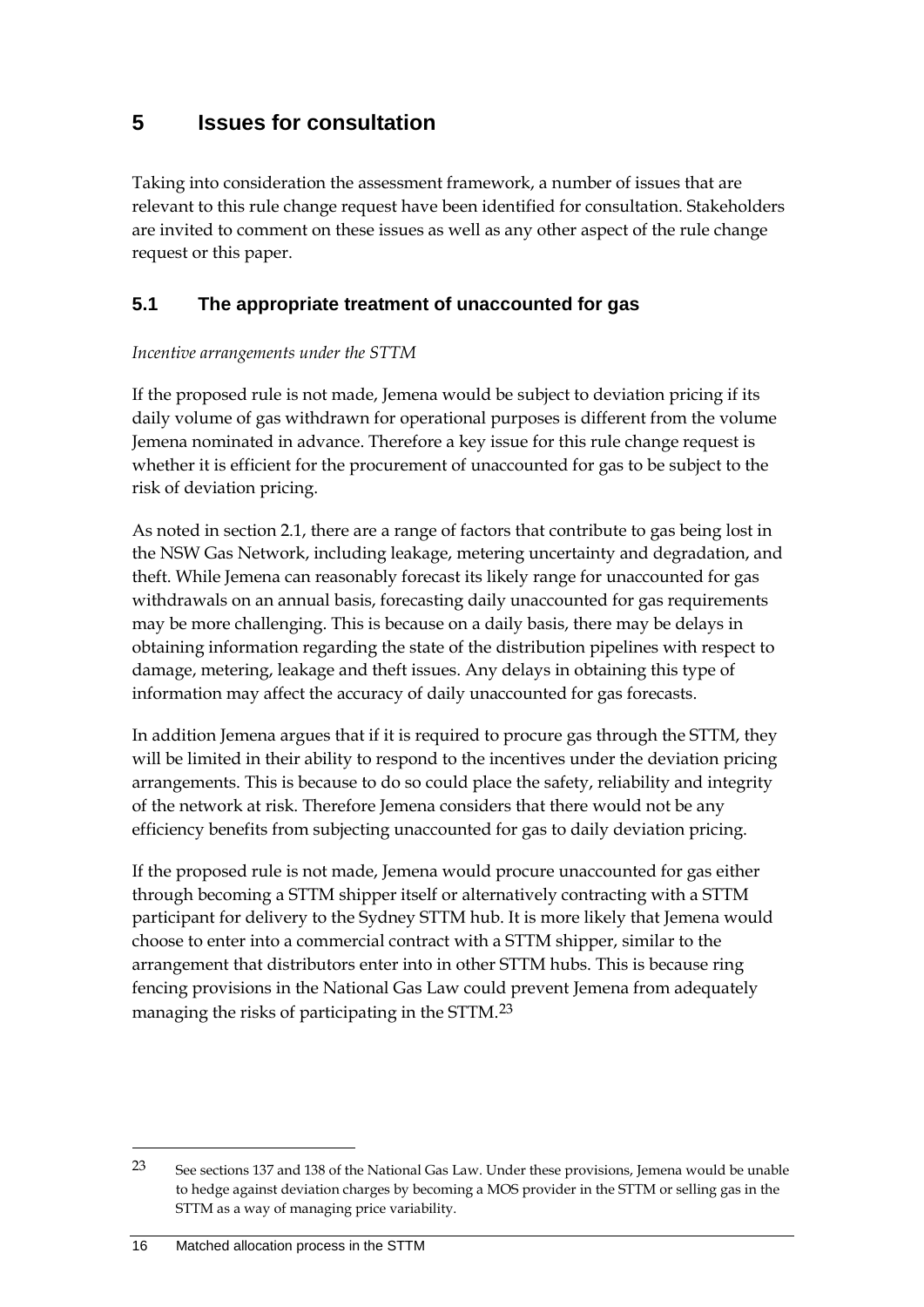# 5 Issues for consultation

Taking into consideration the assessment framework, a number of issues that are relevant to this rule change request have been identified for consultation. Stakeholders are invited to comment on these issues as well as any other aspect of the rule change request or this paper.

## 5.1 The appropriate treatment of unaccounted for gas

*Incentive arrangements under the STTM*

If the proposed rule is not made, Jemena would be subject to deviation pricing if its daily volume of gas withdrawn for operational purposes is different from the volume Jemena nominated in advance. Therefore a key issue for this rule change request is whether it is efficient for the procurement of unaccounted for gas to be subject to the risk of deviation pricing.

As noted in section 2.1, there are a range of factors that contribute to gas being lost in the NSW Gas Network, including leakage, metering uncertainty and degradation, and theft. While Jemena can reasonably forecast its likely range for unaccounted for gas withdrawals on an annual basis, forecasting daily unaccounted for gas requirements may be more challenging. This is because on a daily basis, there may be delays in obtaining information regarding the state of the distribution pipelines with respect to damage, metering, leakage and theft issues. Any delays in obtaining this type of information may affect the accuracy of daily unaccounted for gas forecasts.

In addition Jemena argues that if it is required to procure gas through the STTM, they will be limited in their ability to respond to the incentives under the deviation pricing arrangements. This is because to do so could place the safety, reliability and integrity of the network at risk. Therefore Jemena considers that there would not be any efficiency benefits from subjecting unaccounted for gas to daily deviation pricing.

If the proposed rule is not made, Jemena would procure unaccounted for gas either through becoming a STTM shipper itself or alternatively contracting with a STTM participant for delivery to the Sydney STTM hub. It is more likely that Jemena would choose to enter into a commercial contract with a STTM shipper, similar to the arrangement that distributors enter into in other STTM hubs. This is because ring fencing provisions in the National Gas Law could prevent Jemena from adequately managing the risks of participating in the STTM.[23]

[23] See sections 137 and 138 of the National Gas Law. Under these provisions, Jemena would be unable to hedge against deviation charges by becoming a MOS provider in the STTM or selling gas in the STTM as a way of managing price variability.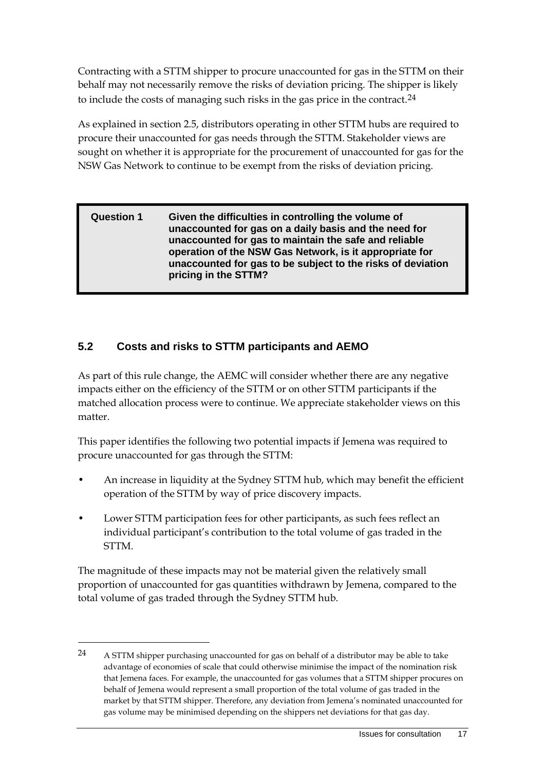Contracting with a STTM shipper to procure unaccounted for gas in the STTM on their behalf may not necessarily remove the risks of deviation pricing. The shipper is likely to include the costs of managing such risks in the gas price in the contract.[24]

As explained in section 2.5, distributors operating in other STTM hubs are required to procure their unaccounted for gas needs through the STTM. Stakeholder views are sought on whether it is appropriate for the procurement of unaccounted for gas for the NSW Gas Network to continue to be exempt from the risks of deviation pricing.

> **Question 1** **Given the difficulties in controlling the volume of unaccounted for gas on a daily basis and the need for unaccounted for gas to maintain the safe and reliable operation of the NSW Gas Network, is it appropriate for unaccounted for gas to be subject to the risks of deviation pricing in the STTM?**

## 5.2 Costs and risks to STTM participants and AEMO

As part of this rule change, the AEMC will consider whether there are any negative impacts either on the efficiency of the STTM or on other STTM participants if the matched allocation process were to continue. We appreciate stakeholder views on this matter.

This paper identifies the following two potential impacts if Jemena was required to procure unaccounted for gas through the STTM:

- An increase in liquidity at the Sydney STTM hub, which may benefit the efficient operation of the STTM by way of price discovery impacts.
- Lower STTM participation fees for other participants, as such fees reflect an individual participant's contribution to the total volume of gas traded in the STTM.

The magnitude of these impacts may not be material given the relatively small proportion of unaccounted for gas quantities withdrawn by Jemena, compared to the total volume of gas traded through the Sydney STTM hub.

---

[24] A STTM shipper purchasing unaccounted for gas on behalf of a distributor may be able to take advantage of economies of scale that could otherwise minimise the impact of the nomination risk that Jemena faces. For example, the unaccounted for gas volumes that a STTM shipper procures on behalf of Jemena would represent a small proportion of the total volume of gas traded in the market by that STTM shipper. Therefore, any deviation from Jemena's nominated unaccounted for gas volume may be minimised depending on the shippers net deviations for that gas day.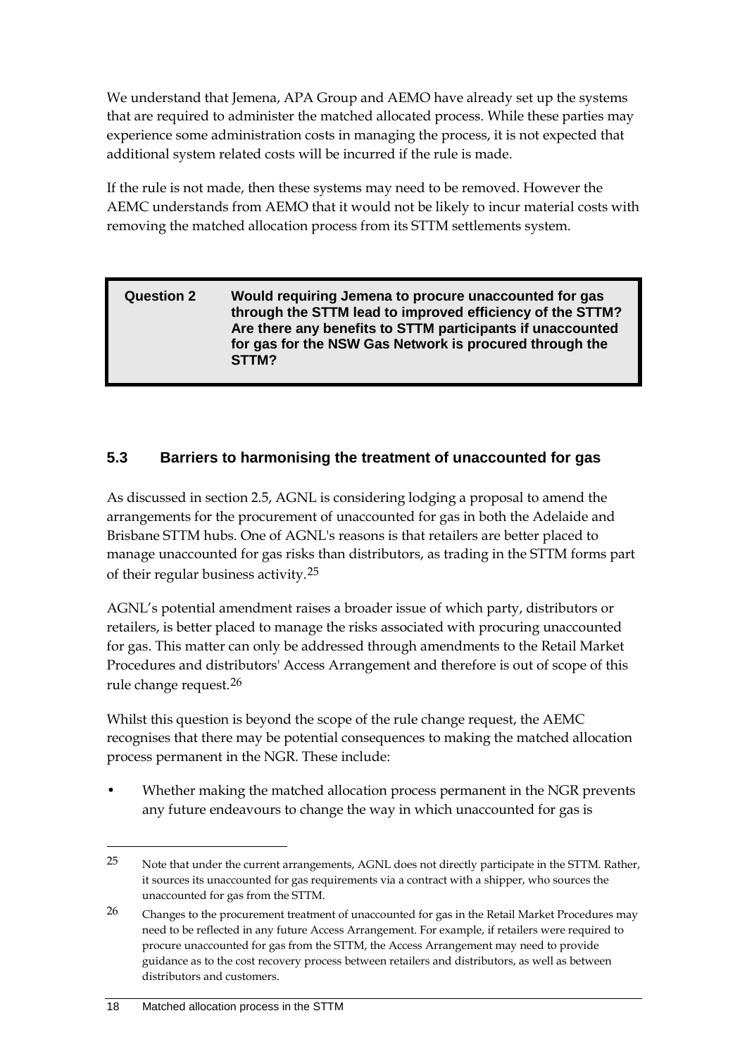We understand that Jemena, APA Group and AEMO have already set up the systems that are required to administer the matched allocated process. While these parties may experience some administration costs in managing the process, it is not expected that additional system related costs will be incurred if the rule is made.

If the rule is not made, then these systems may need to be removed. However the AEMC understands from AEMO that it would not be likely to incur material costs with removing the matched allocation process from its STTM settlements system.

> **Question 2** **Would requiring Jemena to procure unaccounted for gas through the STTM lead to improved efficiency of the STTM? Are there any benefits to STTM participants if unaccounted for gas for the NSW Gas Network is procured through the STTM?**

## 5.3 Barriers to harmonising the treatment of unaccounted for gas

As discussed in section 2.5, AGNL is considering lodging a proposal to amend the arrangements for the procurement of unaccounted for gas in both the Adelaide and Brisbane STTM hubs. One of AGNL's reasons is that retailers are better placed to manage unaccounted for gas risks than distributors, as trading in the STTM forms part of their regular business activity.[25]

AGNL's potential amendment raises a broader issue of which party, distributors or retailers, is better placed to manage the risks associated with procuring unaccounted for gas. This matter can only be addressed through amendments to the Retail Market Procedures and distributors' Access Arrangement and therefore is out of scope of this rule change request.[26]

Whilst this question is beyond the scope of the rule change request, the AEMC recognises that there may be potential consequences to making the matched allocation process permanent in the NGR. These include:

- Whether making the matched allocation process permanent in the NGR prevents any future endeavours to change the way in which unaccounted for gas is

---

[25] Note that under the current arrangements, AGNL does not directly participate in the STTM. Rather, it sources its unaccounted for gas requirements via a contract with a shipper, who sources the unaccounted for gas from the STTM.

[26] Changes to the procurement treatment of unaccounted for gas in the Retail Market Procedures may need to be reflected in any future Access Arrangement. For example, if retailers were required to procure unaccounted for gas from the STTM, the Access Arrangement may need to provide guidance as to the cost recovery process between retailers and distributors, as well as between distributors and customers.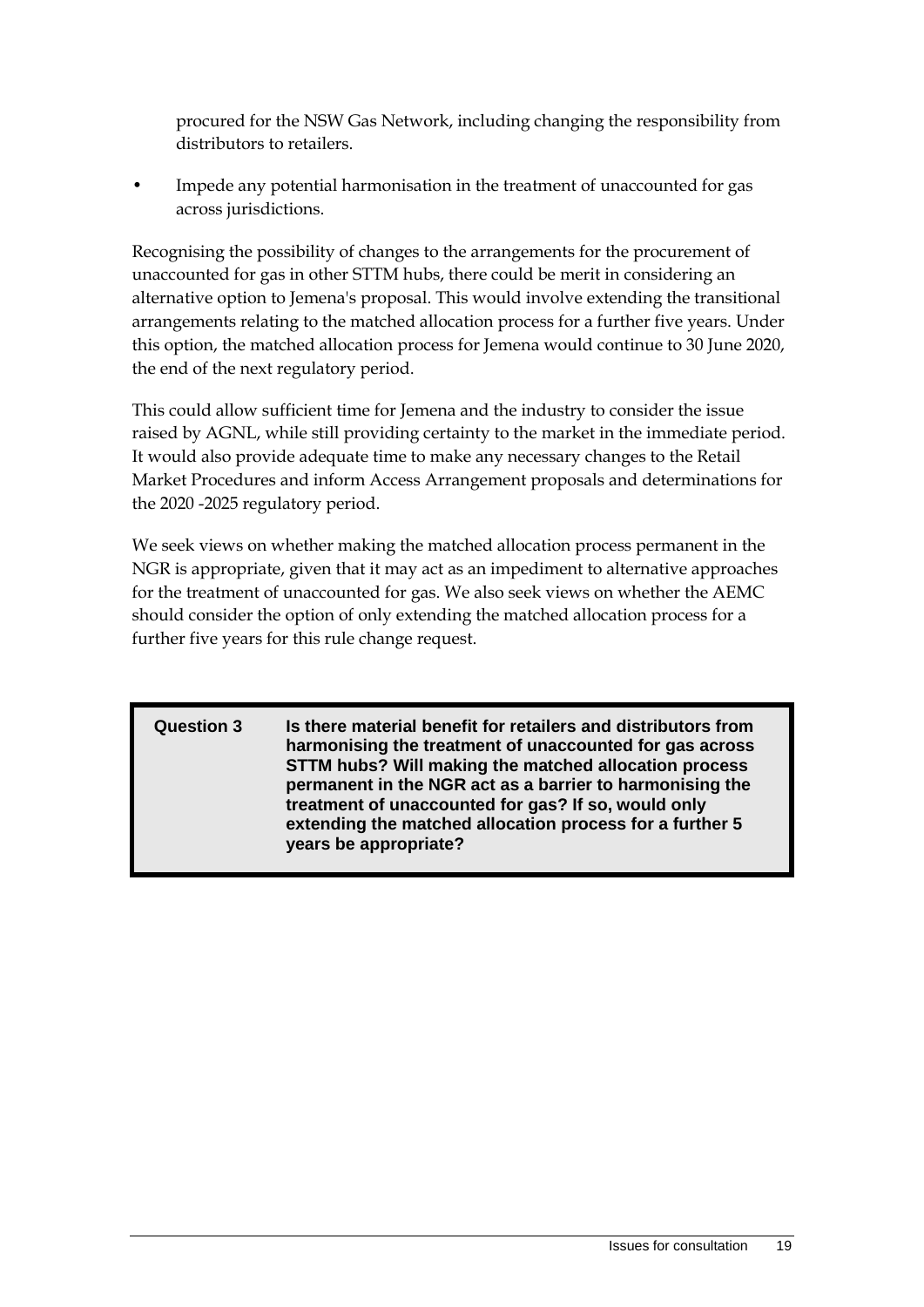procured for the NSW Gas Network, including changing the responsibility from distributors to retailers.

- Impede any potential harmonisation in the treatment of unaccounted for gas across jurisdictions.

Recognising the possibility of changes to the arrangements for the procurement of unaccounted for gas in other STTM hubs, there could be merit in considering an alternative option to Jemena's proposal. This would involve extending the transitional arrangements relating to the matched allocation process for a further five years. Under this option, the matched allocation process for Jemena would continue to 30 June 2020, the end of the next regulatory period.

This could allow sufficient time for Jemena and the industry to consider the issue raised by AGNL, while still providing certainty to the market in the immediate period. It would also provide adequate time to make any necessary changes to the Retail Market Procedures and inform Access Arrangement proposals and determinations for the 2020 -2025 regulatory period.

We seek views on whether making the matched allocation process permanent in the NGR is appropriate, given that it may act as an impediment to alternative approaches for the treatment of unaccounted for gas. We also seek views on whether the AEMC should consider the option of only extending the matched allocation process for a further five years for this rule change request.

| **Question 3** | **Is there material benefit for retailers and distributors from harmonising the treatment of unaccounted for gas across STTM hubs? Will making the matched allocation process permanent in the NGR act as a barrier to harmonising the treatment of unaccounted for gas? If so, would only extending the matched allocation process for a further 5 years be appropriate?** |
|---|---|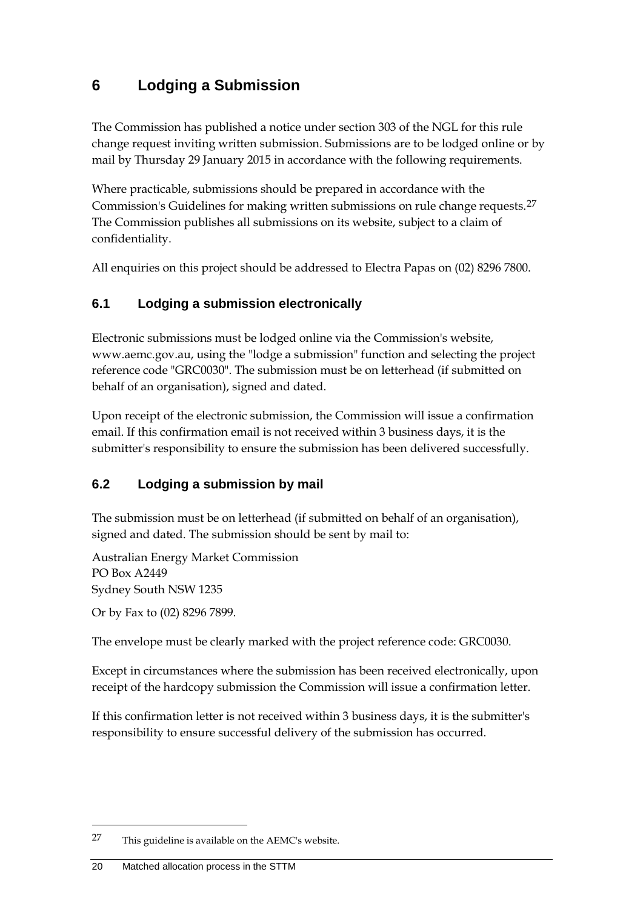# 6 Lodging a Submission

The Commission has published a notice under section 303 of the NGL for this rule change request inviting written submission. Submissions are to be lodged online or by mail by Thursday 29 January 2015 in accordance with the following requirements.

Where practicable, submissions should be prepared in accordance with the Commission's Guidelines for making written submissions on rule change requests.[27] The Commission publishes all submissions on its website, subject to a claim of confidentiality.

All enquiries on this project should be addressed to Electra Papas on (02) 8296 7800.

## 6.1 Lodging a submission electronically

Electronic submissions must be lodged online via the Commission's website, www.aemc.gov.au, using the "lodge a submission" function and selecting the project reference code "GRC0030". The submission must be on letterhead (if submitted on behalf of an organisation), signed and dated.

Upon receipt of the electronic submission, the Commission will issue a confirmation email. If this confirmation email is not received within 3 business days, it is the submitter's responsibility to ensure the submission has been delivered successfully.

## 6.2 Lodging a submission by mail

The submission must be on letterhead (if submitted on behalf of an organisation), signed and dated. The submission should be sent by mail to:

Australian Energy Market Commission  
PO Box A2449  
Sydney South NSW 1235

Or by Fax to (02) 8296 7899.

The envelope must be clearly marked with the project reference code: GRC0030.

Except in circumstances where the submission has been received electronically, upon receipt of the hardcopy submission the Commission will issue a confirmation letter.

If this confirmation letter is not received within 3 business days, it is the submitter's responsibility to ensure successful delivery of the submission has occurred.

---

[27] This guideline is available on the AEMC's website.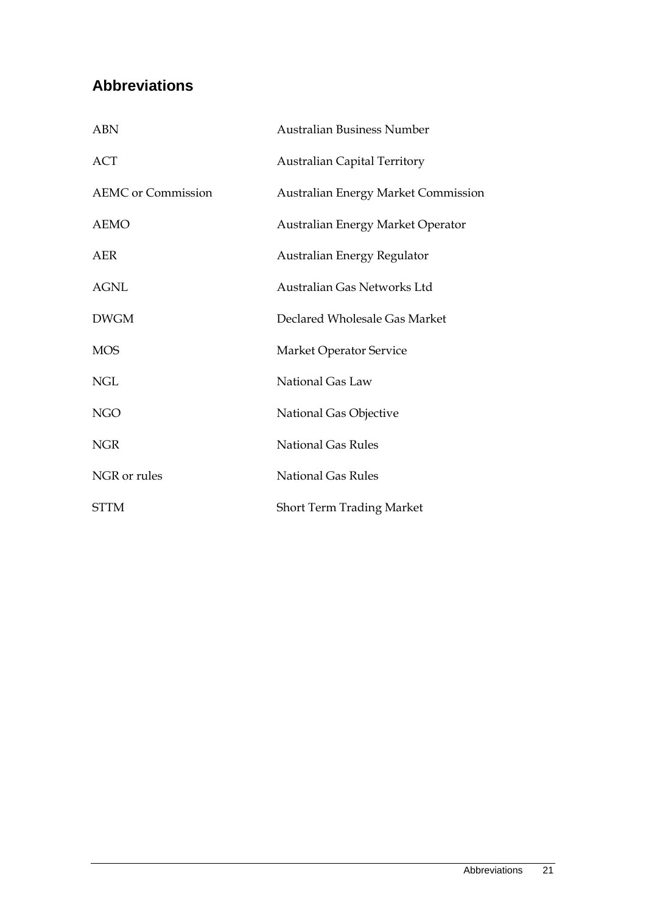## Abbreviations

| | |
|---|---|
| ABN | Australian Business Number |
| ACT | Australian Capital Territory |
| AEMC or Commission | Australian Energy Market Commission |
| AEMO | Australian Energy Market Operator |
| AER | Australian Energy Regulator |
| AGNL | Australian Gas Networks Ltd |
| DWGM | Declared Wholesale Gas Market |
| MOS | Market Operator Service |
| NGL | National Gas Law |
| NGO | National Gas Objective |
| NGR | National Gas Rules |
| NGR or rules | National Gas Rules |
| STTM | Short Term Trading Market |